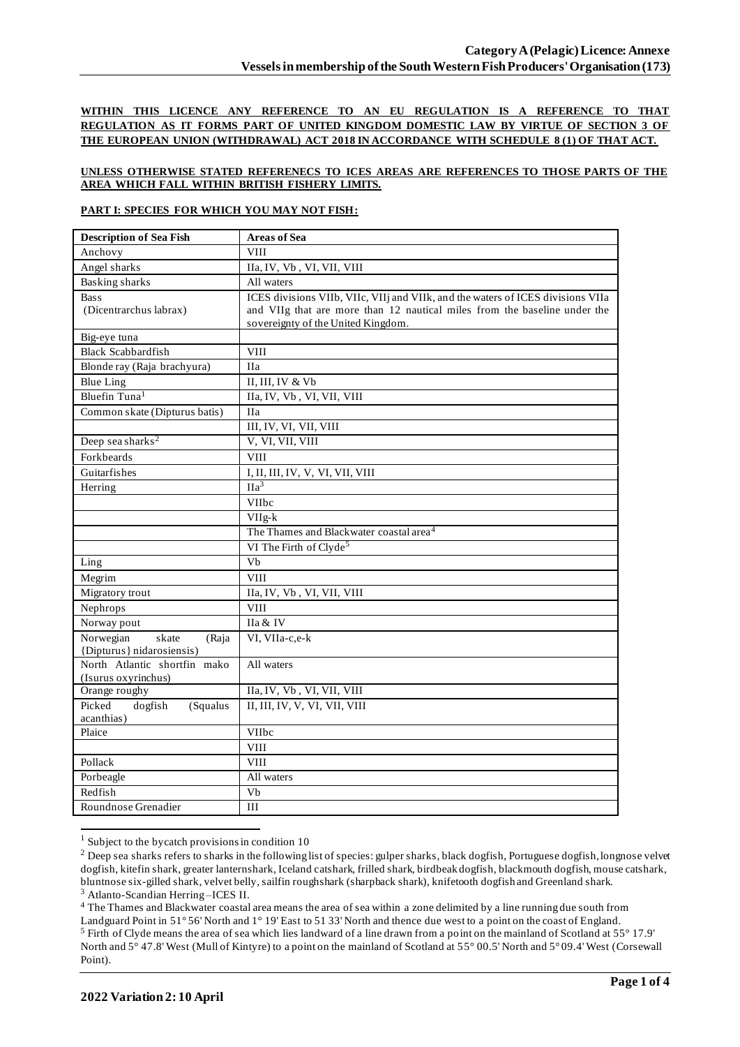# Category A (Pelagic) Licence: Annexe
## Vessels in membership of the South Western Fish Producers' Organisation (173)

**WITHIN THIS LICENCE ANY REFERENCE TO AN EU REGULATION IS A REFERENCE TO THAT REGULATION AS IT FORMS PART OF UNITED KINGDOM DOMESTIC LAW BY VIRTUE OF SECTION 3 OF THE EUROPEAN UNION (WITHDRAWAL) ACT 2018 IN ACCORDANCE WITH SCHEDULE 8 (1) OF THAT ACT.**

**UNLESS OTHERWISE STATED REFERENECS TO ICES AREAS ARE REFERENCES TO THOSE PARTS OF THE AREA WHICH FALL WITHIN BRITISH FISHERY LIMITS.**

**PART I: SPECIES FOR WHICH YOU MAY NOT FISH:**

| Description of Sea Fish | Areas of Sea |
|---|---|
| Anchovy | VIII |
| Angel sharks | IIa, IV, Vb , VI, VII, VIII |
| Basking sharks | All waters |
| Bass (Dicentrarchus labrax) | ICES divisions VIIb, VIIc, VIIj and VIIk, and the waters of ICES divisions VIIa and VIIg that are more than 12 nautical miles from the baseline under the sovereignty of the United Kingdom. |
| Big-eye tuna | |
| Black Scabbardfish | VIII |
| Blonde ray (Raja brachyura) | IIa |
| Blue Ling | II, III, IV & Vb |
| Bluefin Tuna[1] | IIa, IV, Vb , VI, VII, VIII |
| Common skate (Dipturus batis) | IIa |
| | III, IV, VI, VII, VIII |
| Deep sea sharks[2] | V, VI, VII, VIII |
| Forkbeards | VIII |
| Guitarfishes | I, II, III, IV, V, VI, VII, VIII |
| Herring | IIa[3] |
| | VIIbc |
| | VIIg-k |
| | The Thames and Blackwater coastal area[4] |
| | VI The Firth of Clyde[5] |
| Ling | Vb |
| Megrim | VIII |
| Migratory trout | IIa, IV, Vb , VI, VII, VIII |
| Nephrops | VIII |
| Norway pout | IIa & IV |
| Norwegian skate (Raja {Dipturus} nidarosiensis) | VI, VIIa-c,e-k |
| North Atlantic shortfin mako (Isurus oxyrinchus) | All waters |
| Orange roughy | IIa, IV, Vb , VI, VII, VIII |
| Picked dogfish (Squalus acanthias) | II, III, IV, V, VI, VII, VIII |
| Plaice | VIIbc |
| | VIII |
| Pollack | VIII |
| Porbeagle | All waters |
| Redfish | Vb |
| Roundnose Grenadier | III |

[1] Subject to the bycatch provisions in condition 10

[2] Deep sea sharks refers to sharks in the following list of species: gulper sharks, black dogfish, Portuguese dogfish, longnose velvet dogfish, kitefin shark, greater lanternshark, Iceland catshark, frilled shark, birdbeak dogfish, blackmouth dogfish, mouse catshark, bluntnose six-gilled shark, velvet belly, sailfin roughshark (sharpback shark), knifetooth dogfish and Greenland shark.

[3] Atlanto-Scandian Herring –ICES II.

[4] The Thames and Blackwater coastal area means the area of sea within a zone delimited by a line running due south from Landguard Point in 51° 56' North and 1° 19' East to 51 33' North and thence due west to a point on the coast of England.

[5] Firth of Clyde means the area of sea which lies landward of a line drawn from a point on the mainland of Scotland at 55° 17.9' North and 5° 47.8' West (Mull of Kintyre) to a point on the mainland of Scotland at 55° 00.5' North and 5° 09.4' West (Corsewall Point).

**2022 Variation 2: 10 April**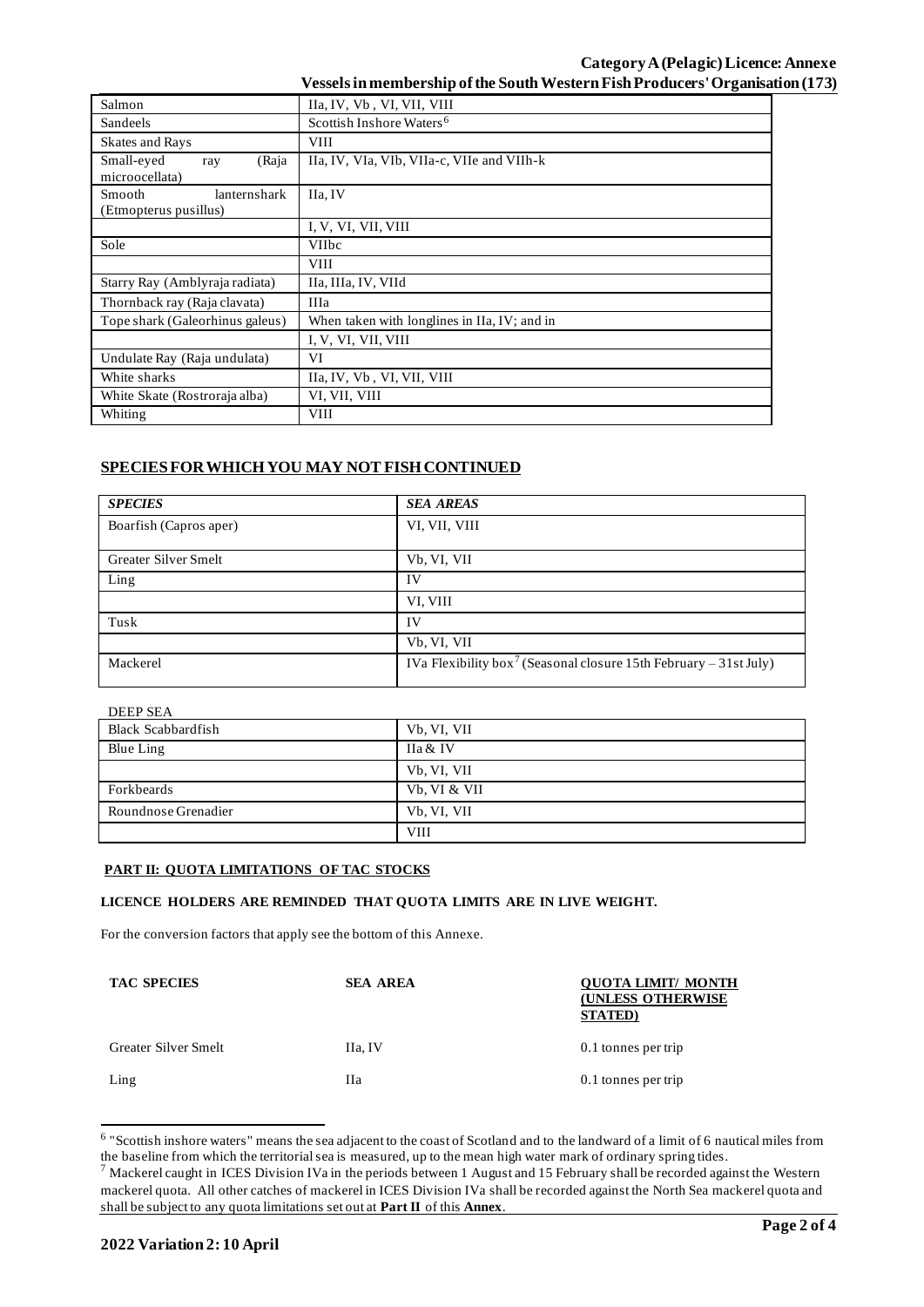| | |
|---|---|
| Salmon | IIa, IV, Vb , VI, VII, VIII |
| Sandeels | Scottish Inshore Waters[6] |
| Skates and Rays | VIII |
| Small-eyed ray (Raja microocellata) | IIa, IV, VIa, VIb, VIIa-c, VIIe and VIIh-k |
| Smooth lanternshark (Etmopterus pusillus) | IIa, IV |
| | I, V, VI, VII, VIII |
| Sole | VIIbc |
| | VIII |
| Starry Ray (Amblyraja radiata) | IIa, IIIa, IV, VIId |
| Thornback ray (Raja clavata) | IIIa |
| Tope shark (Galeorhinus galeus) | When taken with longlines in IIa, IV; and in |
| | I, V, VI, VII, VIII |
| Undulate Ray (Raja undulata) | VI |
| White sharks | IIa, IV, Vb , VI, VII, VIII |
| White Skate (Rostroraja alba) | VI, VII, VIII |
| Whiting | VIII |

## SPECIES FOR WHICH YOU MAY NOT FISH CONTINUED

| *SPECIES* | *SEA AREAS* |
|---|---|
| Boarfish (Capros aper) | VI, VII, VIII |
| Greater Silver Smelt | Vb, VI, VII |
| Ling | IV |
| | VI, VIII |
| Tusk | IV |
| | Vb, VI, VII |
| Mackerel | IVa Flexibility box[7] (Seasonal closure 15th February – 31st July) |

DEEP SEA

| | |
|---|---|
| Black Scabbardfish | Vb, VI, VII |
| Blue Ling | IIa & IV |
| | Vb, VI, VII |
| Forkbeards | Vb, VI & VII |
| Roundnose Grenadier | Vb, VI, VII |
| | VIII |

### PART II: QUOTA LIMITATIONS OF TAC STOCKS

**LICENCE HOLDERS ARE REMINDED THAT QUOTA LIMITS ARE IN LIVE WEIGHT.**

For the conversion factors that apply see the bottom of this Annexe.

| TAC SPECIES | SEA AREA | QUOTA LIMIT/ MONTH (UNLESS OTHERWISE STATED) |
|---|---|---|
| Greater Silver Smelt | IIa, IV | 0.1 tonnes per trip |
| Ling | IIa | 0.1 tonnes per trip |

[6] "Scottish inshore waters" means the sea adjacent to the coast of Scotland and to the landward of a limit of 6 nautical miles from the baseline from which the territorial sea is measured, up to the mean high water mark of ordinary spring tides.

[7] Mackerel caught in ICES Division IVa in the periods between 1 August and 15 February shall be recorded against the Western mackerel quota. All other catches of mackerel in ICES Division IVa shall be recorded against the North Sea mackerel quota and shall be subject to any quota limitations set out at **Part II** of this **Annex**.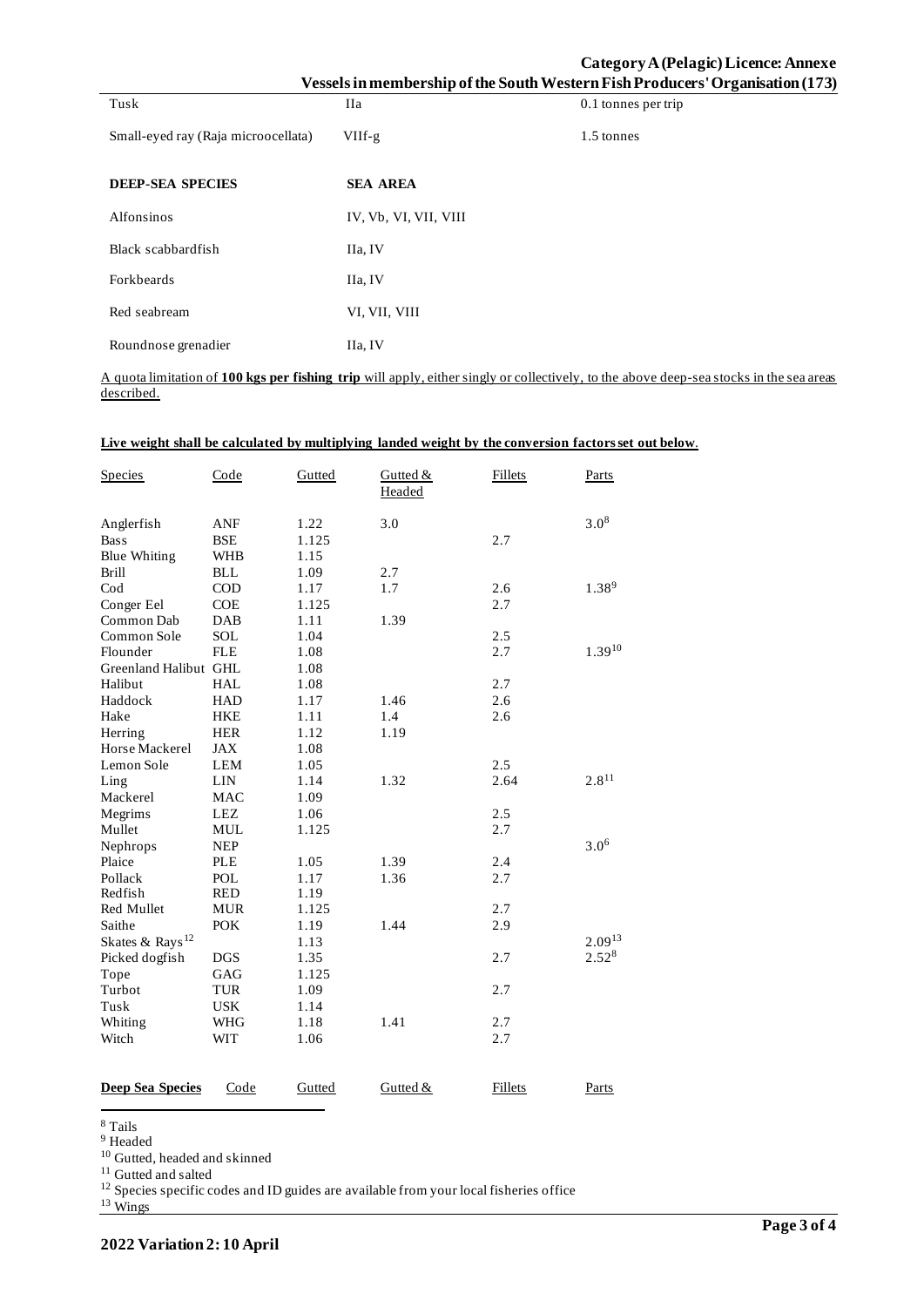| Tusk | IIa | 0.1 tonnes per trip |
|---|---|---|
| Small-eyed ray (Raja microocellata) | VIIf-g | 1.5 tonnes |

| **DEEP-SEA SPECIES** | **SEA AREA** |
|---|---|
| Alfonsinos | IV, Vb, VI, VII, VIII |
| Black scabbardfish | IIa, IV |
| Forkbeards | IIa, IV |
| Red seabream | VI, VII, VIII |
| Roundnose grenadier | IIa, IV |

A quota limitation of **100 kgs per fishing trip** will apply, either singly or collectively, to the above deep-sea stocks in the sea areas described.

**Live weight shall be calculated by multiplying landed weight by the conversion factors set out below**.

| Species | Code | Gutted | Gutted & Headed | Fillets | Parts |
|---|---|---|---|---|---|
| Anglerfish | ANF | 1.22 | 3.0 | | 3.0[8] |
| Bass | BSE | 1.125 | | 2.7 | |
| Blue Whiting | WHB | 1.15 | | | |
| Brill | BLL | 1.09 | 2.7 | | |
| Cod | COD | 1.17 | 1.7 | 2.6 | 1.38[9] |
| Conger Eel | COE | 1.125 | | 2.7 | |
| Common Dab | DAB | 1.11 | 1.39 | | |
| Common Sole | SOL | 1.04 | | 2.5 | |
| Flounder | FLE | 1.08 | | 2.7 | 1.39[10] |
| Greenland Halibut | GHL | 1.08 | | | |
| Halibut | HAL | 1.08 | | 2.7 | |
| Haddock | HAD | 1.17 | 1.46 | 2.6 | |
| Hake | HKE | 1.11 | 1.4 | 2.6 | |
| Herring | HER | 1.12 | 1.19 | | |
| Horse Mackerel | JAX | 1.08 | | | |
| Lemon Sole | LEM | 1.05 | | 2.5 | |
| Ling | LIN | 1.14 | 1.32 | 2.64 | 2.8[11] |
| Mackerel | MAC | 1.09 | | | |
| Megrims | LEZ | 1.06 | | 2.5 | |
| Mullet | MUL | 1.125 | | 2.7 | |
| Nephrops | NEP | | | | 3.0[6] |
| Plaice | PLE | 1.05 | 1.39 | 2.4 | |
| Pollack | POL | 1.17 | 1.36 | 2.7 | |
| Redfish | RED | 1.19 | | | |
| Red Mullet | MUR | 1.125 | | 2.7 | |
| Saithe | POK | 1.19 | 1.44 | 2.9 | |
| Skates & Rays[12] | | 1.13 | | | 2.09[13] |
| Picked dogfish | DGS | 1.35 | | 2.7 | 2.52[8] |
| Tope | GAG | 1.125 | | | |
| Turbot | TUR | 1.09 | | 2.7 | |
| Tusk | USK | 1.14 | | | |
| Whiting | WHG | 1.18 | 1.41 | 2.7 | |
| Witch | WIT | 1.06 | | 2.7 | |

| **Deep Sea Species** | Code | Gutted | Gutted & | Fillets | Parts |
|---|---|---|---|---|---|

[8] Tails

[9] Headed

[10] Gutted, headed and skinned

[11] Gutted and salted

[12] Species specific codes and ID guides are available from your local fisheries office

[13] Wings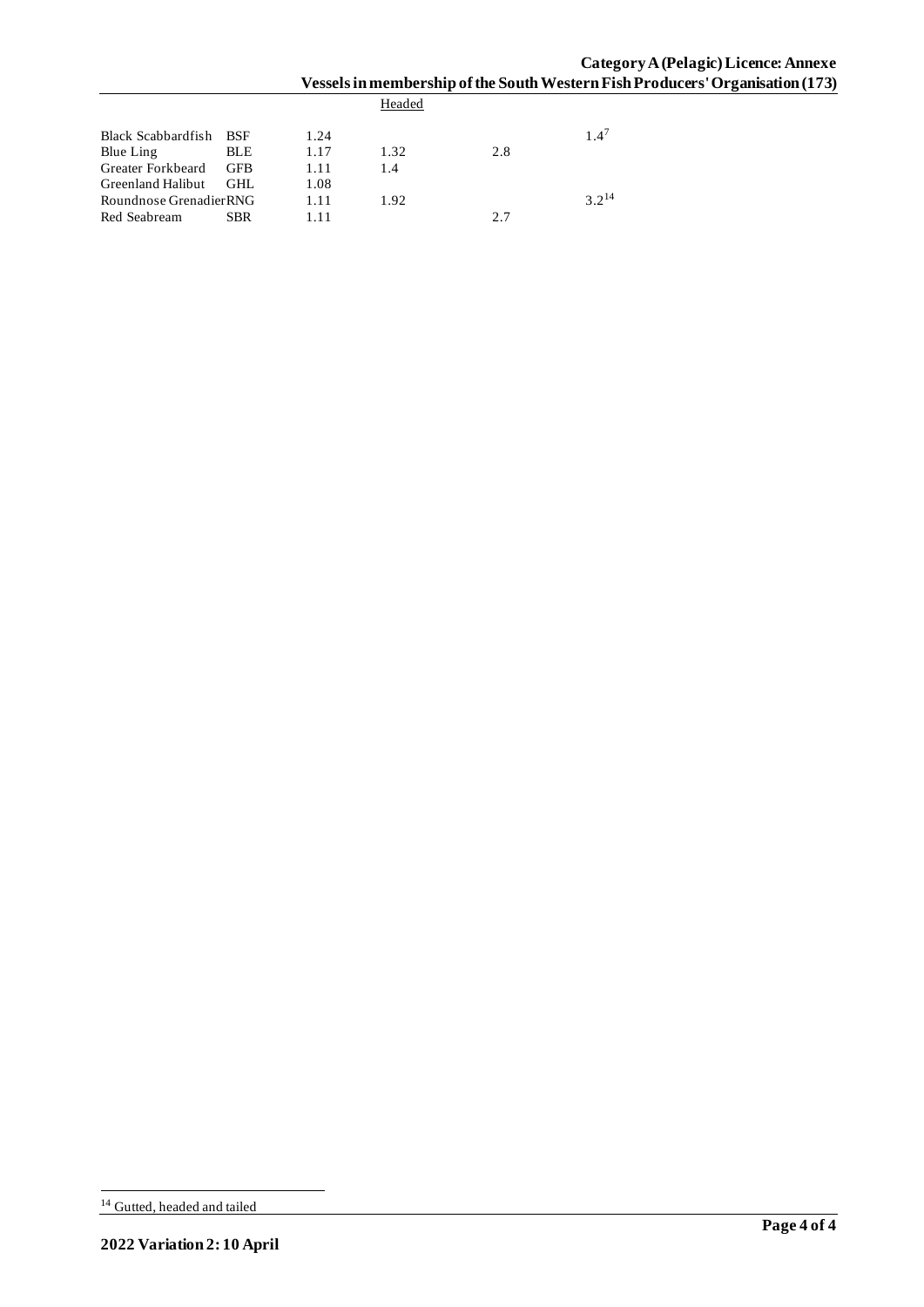| | | | Headed | | |
|---|---|---|---|---|---|
| Black Scabbardfish | BSF | 1.24 | | | 1.4[7] |
| Blue Ling | BLE | 1.17 | 1.32 | 2.8 | |
| Greater Forkbeard | GFB | 1.11 | 1.4 | | |
| Greenland Halibut | GHL | 1.08 | | | |
| Roundnose Grenadier | RNG | 1.11 | 1.92 | | 3.2[14] |
| Red Seabream | SBR | 1.11 | | 2.7 | |

[14] Gutted, headed and tailed

**2022 Variation 2: 10 April**